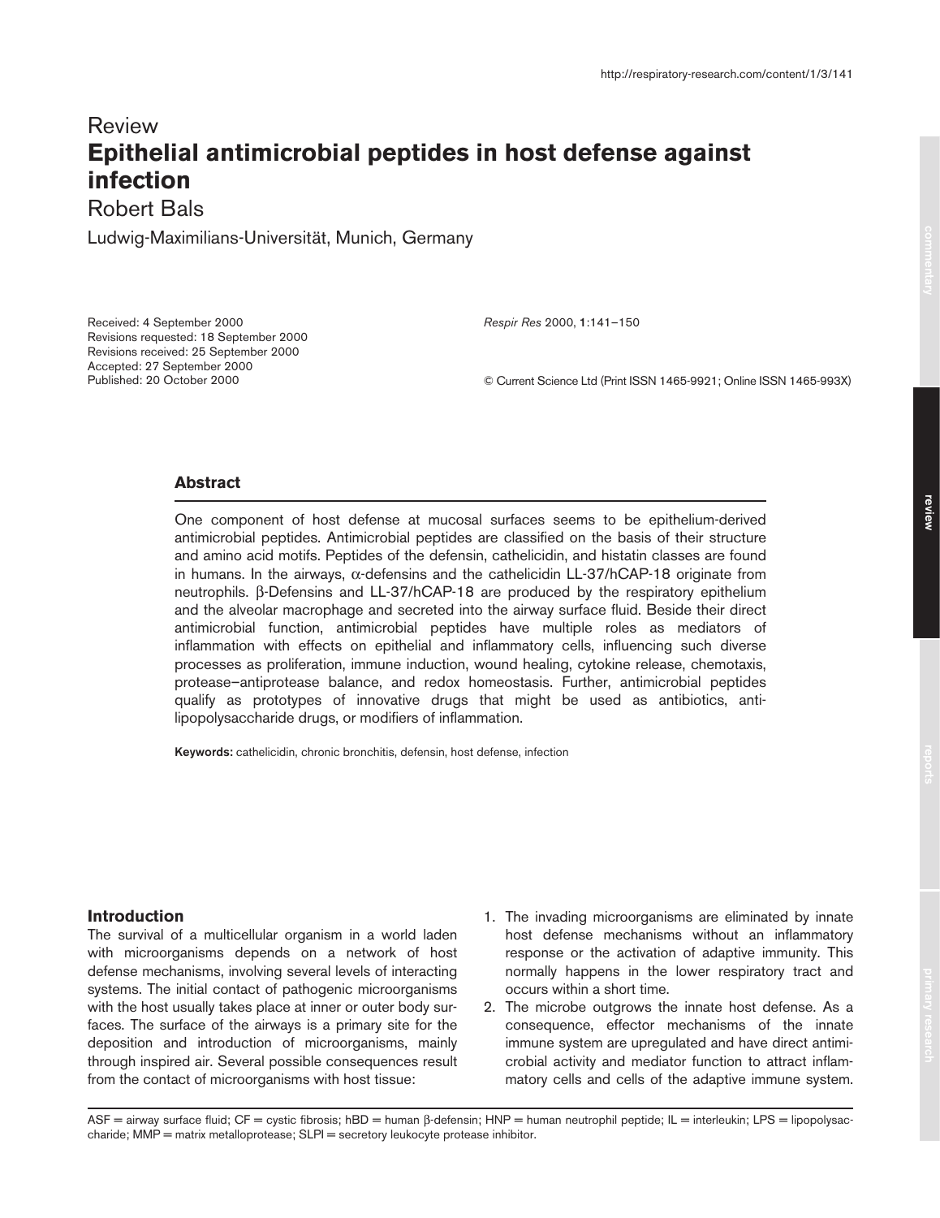Review

# Epithelial antimicrobial peptides in host defense against infection

Robert Bals

Ludwig-Maximilians-Universität, Munich, Germany

Received: 4 September 2000
Revisions requested: 18 September 2000
Revisions received: 25 September 2000
Accepted: 27 September 2000
Published: 20 October 2000

*Respir Res* 2000, **1**:141–150

© Current Science Ltd (Print ISSN 1465-9921; Online ISSN 1465-993X)

## Abstract

One component of host defense at mucosal surfaces seems to be epithelium-derived antimicrobial peptides. Antimicrobial peptides are classified on the basis of their structure and amino acid motifs. Peptides of the defensin, cathelicidin, and histatin classes are found in humans. In the airways, α-defensins and the cathelicidin LL-37/hCAP-18 originate from neutrophils. β-Defensins and LL-37/hCAP-18 are produced by the respiratory epithelium and the alveolar macrophage and secreted into the airway surface fluid. Beside their direct antimicrobial function, antimicrobial peptides have multiple roles as mediators of inflammation with effects on epithelial and inflammatory cells, influencing such diverse processes as proliferation, immune induction, wound healing, cytokine release, chemotaxis, protease–antiprotease balance, and redox homeostasis. Further, antimicrobial peptides qualify as prototypes of innovative drugs that might be used as antibiotics, anti-lipopolysaccharide drugs, or modifiers of inflammation.

**Keywords:** cathelicidin, chronic bronchitis, defensin, host defense, infection

## Introduction

The survival of a multicellular organism in a world laden with microorganisms depends on a network of host defense mechanisms, involving several levels of interacting systems. The initial contact of pathogenic microorganisms with the host usually takes place at inner or outer body surfaces. The surface of the airways is a primary site for the deposition and introduction of microorganisms, mainly through inspired air. Several possible consequences result from the contact of microorganisms with host tissue:

1. The invading microorganisms are eliminated by innate host defense mechanisms without an inflammatory response or the activation of adaptive immunity. This normally happens in the lower respiratory tract and occurs within a short time.
2. The microbe outgrows the innate host defense. As a consequence, effector mechanisms of the innate immune system are upregulated and have direct antimicrobial activity and mediator function to attract inflammatory cells and cells of the adaptive immune system.

ASF = airway surface fluid; CF = cystic fibrosis; hBD = human β-defensin; HNP = human neutrophil peptide; IL = interleukin; LPS = lipopolysaccharide; MMP = matrix metalloprotease; SLPI = secretory leukocyte protease inhibitor.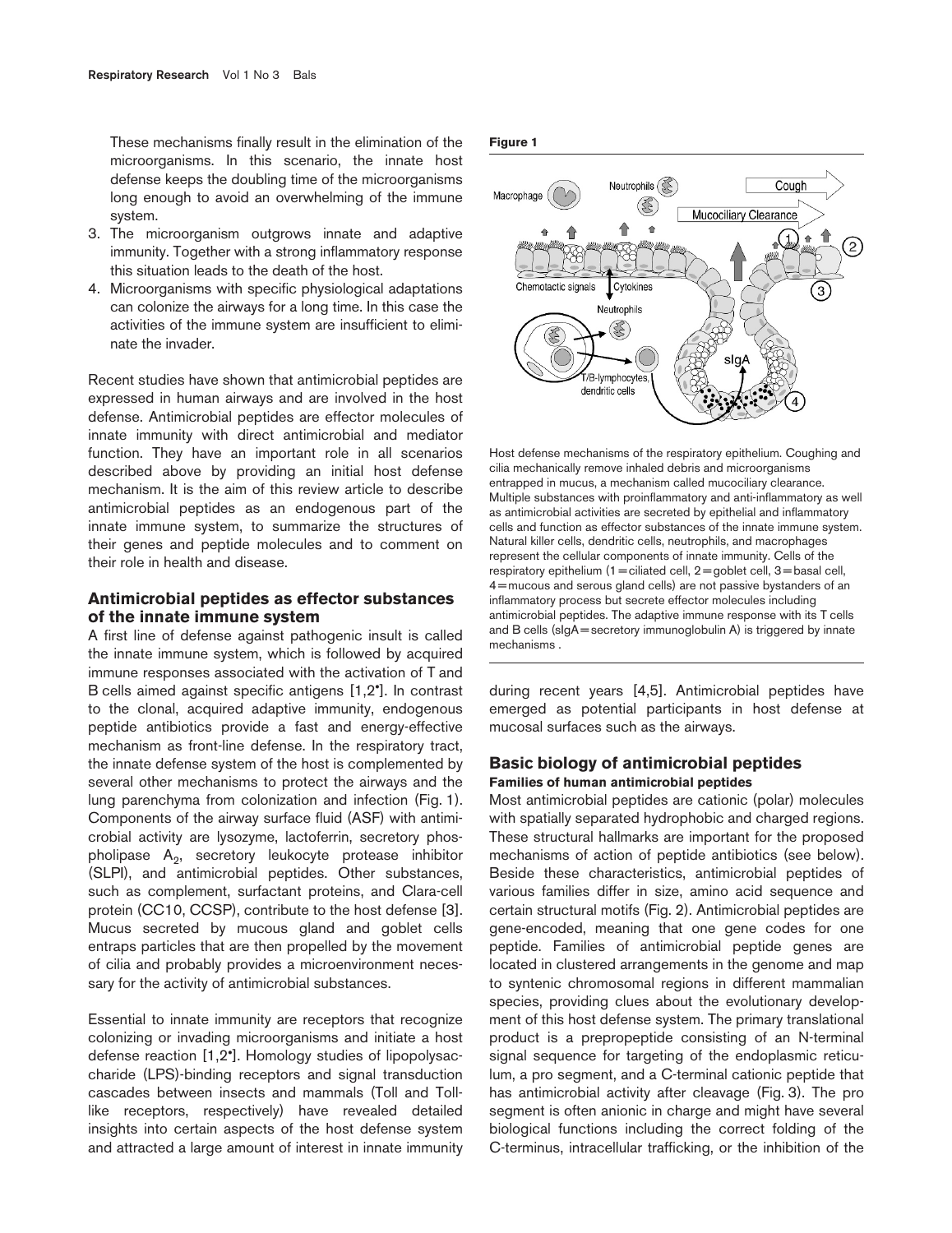These mechanisms finally result in the elimination of the microorganisms. In this scenario, the innate host defense keeps the doubling time of the microorganisms long enough to avoid an overwhelming of the immune system.

3. The microorganism outgrows innate and adaptive immunity. Together with a strong inflammatory response this situation leads to the death of the host.
4. Microorganisms with specific physiological adaptations can colonize the airways for a long time. In this case the activities of the immune system are insufficient to eliminate the invader.

Recent studies have shown that antimicrobial peptides are expressed in human airways and are involved in the host defense. Antimicrobial peptides are effector molecules of innate immunity with direct antimicrobial and mediator function. They have an important role in all scenarios described above by providing an initial host defense mechanism. It is the aim of this review article to describe antimicrobial peptides as an endogenous part of the innate immune system, to summarize the structures of their genes and peptide molecules and to comment on their role in health and disease.

## Antimicrobial peptides as effector substances of the innate immune system

A first line of defense against pathogenic insult is called the innate immune system, which is followed by acquired immune responses associated with the activation of T and B cells aimed against specific antigens [1,2•]. In contrast to the clonal, acquired adaptive immunity, endogenous peptide antibiotics provide a fast and energy-effective mechanism as front-line defense. In the respiratory tract, the innate defense system of the host is complemented by several other mechanisms to protect the airways and the lung parenchyma from colonization and infection (Fig. 1). Components of the airway surface fluid (ASF) with antimicrobial activity are lysozyme, lactoferrin, secretory phospholipase $A_2$, secretory leukocyte protease inhibitor (SLPI), and antimicrobial peptides. Other substances, such as complement, surfactant proteins, and Clara-cell protein (CC10, CCSP), contribute to the host defense [3]. Mucus secreted by mucous gland and goblet cells entraps particles that are then propelled by the movement of cilia and probably provides a microenvironment necessary for the activity of antimicrobial substances.

Essential to innate immunity are receptors that recognize colonizing or invading microorganisms and initiate a host defense reaction [1,2•]. Homology studies of lipopolysaccharide (LPS)-binding receptors and signal transduction cascades between insects and mammals (Toll and Toll-like receptors, respectively) have revealed detailed insights into certain aspects of the host defense system and attracted a large amount of interest in innate immunity during recent years [4,5]. Antimicrobial peptides have emerged as potential participants in host defense at mucosal surfaces such as the airways.

**Figure 1**

Host defense mechanisms of the respiratory epithelium. Coughing and cilia mechanically remove inhaled debris and microorganisms entrapped in mucus, a mechanism called mucociliary clearance. Multiple substances with proinflammatory and anti-inflammatory as well as antimicrobial activities are secreted by epithelial and inflammatory cells and function as effector substances of the innate immune system. Natural killer cells, dendritic cells, neutrophils, and macrophages represent the cellular components of innate immunity. Cells of the respiratory epithelium (1 = ciliated cell, 2 = goblet cell, 3 = basal cell, 4 = mucous and serous gland cells) are not passive bystanders of an inflammatory process but secrete effector molecules including antimicrobial peptides. The adaptive immune response with its T cells and B cells (sIgA = secretory immunoglobulin A) is triggered by innate mechanisms .

## Basic biology of antimicrobial peptides

### Families of human antimicrobial peptides

Most antimicrobial peptides are cationic (polar) molecules with spatially separated hydrophobic and charged regions. These structural hallmarks are important for the proposed mechanisms of action of peptide antibiotics (see below). Beside these characteristics, antimicrobial peptides of various families differ in size, amino acid sequence and certain structural motifs (Fig. 2). Antimicrobial peptides are gene-encoded, meaning that one gene codes for one peptide. Families of antimicrobial peptide genes are located in clustered arrangements in the genome and map to syntenic chromosomal regions in different mammalian species, providing clues about the evolutionary development of this host defense system. The primary translational product is a prepropeptide consisting of an N-terminal signal sequence for targeting of the endoplasmic reticulum, a pro segment, and a C-terminal cationic peptide that has antimicrobial activity after cleavage (Fig. 3). The pro segment is often anionic in charge and might have several biological functions including the correct folding of the C-terminus, intracellular trafficking, or the inhibition of the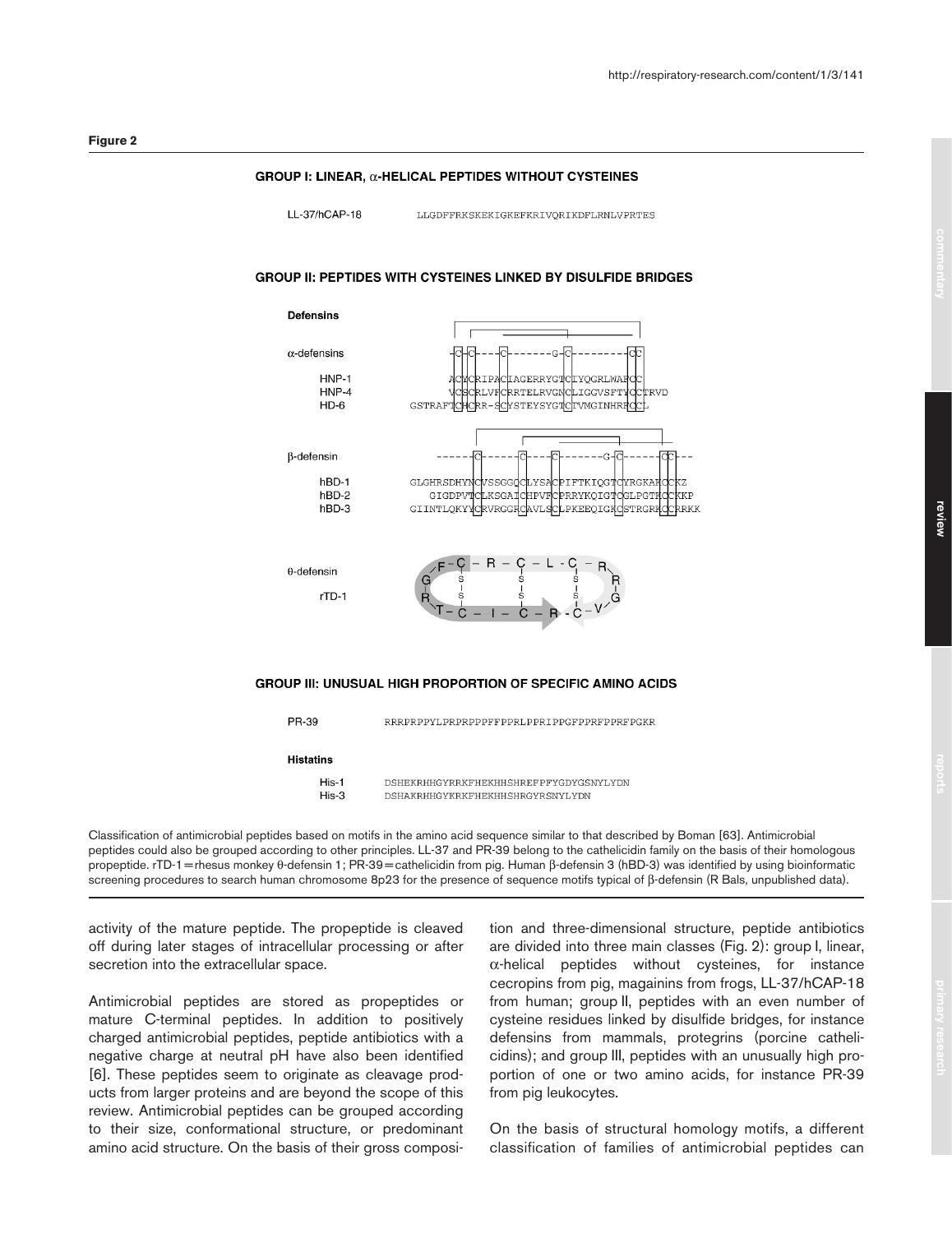**Figure 2**

**GROUP I: LINEAR, α-HELICAL PEPTIDES WITHOUT CYSTEINES**

LL-37/hCAP-18 LLGDFFRKSKEKIGKEFKRIVQRIKDFLRNLVPRTES

**GROUP II: PEPTIDES WITH CYSTEINES LINKED BY DISULFIDE BRIDGES**

**Defensins**

α-defensins -C-C----C-------G-C---------CC

HNP-1 ACYCRIPACIAGERRYGTCIYQGRLWAFCC
HNP-4 VCSCRLVFCRRTELRVGNCLIGGVSFTYCCTRVD
HD-6 GSTRAFTCHCRR-SCYSTEYSYGTCTVMGINHRFCCL

β-defensin ------C------C----C-------G-C------CC---

hBD-1 GLGHRSDHYNCVSSGGQCLYSACPIFTKIQGTCYRGKAKCCKZ
hBD-2 GIGDPVTCLKSGAICHPVFCPRRYKQIGTCGLPGTKCCKKP
hBD-3 GIINTLQKYYCRVRGGRCAVLSCLPKEEQIGKCSTRGRKCCRRKK

θ-defensin

rTD-1 (cyclic: G-F-C-R-C-L-C-R-R-G-V-C-R-C-I-C-T-R, with S-S bridges)

**GROUP III: UNUSUAL HIGH PROPORTION OF SPECIFIC AMINO ACIDS**

PR-39 RRRPRPPYLPRPRPPPFFPPRLPPRIPPGFPPRFPPRFPGKR

**Histatins**

His-1 DSHEKRHHGYRRKFHEKHHSHREFPFYGDYGSNYLYDN
His-3 DSHAKRHHGYKRKFHEKHHSHRGYRSNYLYDN

Classification of antimicrobial peptides based on motifs in the amino acid sequence similar to that described by Boman [63]. Antimicrobial peptides could also be grouped according to other principles. LL-37 and PR-39 belong to the cathelicidin family on the basis of their homologous propeptide. rTD-1 = rhesus monkey θ-defensin 1; PR-39 = cathelicidin from pig. Human β-defensin 3 (hBD-3) was identified by using bioinformatic screening procedures to search human chromosome 8p23 for the presence of sequence motifs typical of β-defensin (R Bals, unpublished data).

activity of the mature peptide. The propeptide is cleaved off during later stages of intracellular processing or after secretion into the extracellular space.

Antimicrobial peptides are stored as propeptides or mature C-terminal peptides. In addition to positively charged antimicrobial peptides, peptide antibiotics with a negative charge at neutral pH have also been identified [6]. These peptides seem to originate as cleavage products from larger proteins and are beyond the scope of this review. Antimicrobial peptides can be grouped according to their size, conformational structure, or predominant amino acid structure. On the basis of their gross composition and three-dimensional structure, peptide antibiotics are divided into three main classes (Fig. 2): group I, linear, α-helical peptides without cysteines, for instance cecropins from pig, magainins from frogs, LL-37/hCAP-18 from human; group II, peptides with an even number of cysteine residues linked by disulfide bridges, for instance defensins from mammals, protegrins (porcine cathelicidins); and group III, peptides with an unusually high proportion of one or two amino acids, for instance PR-39 from pig leukocytes.

On the basis of structural homology motifs, a different classification of families of antimicrobial peptides can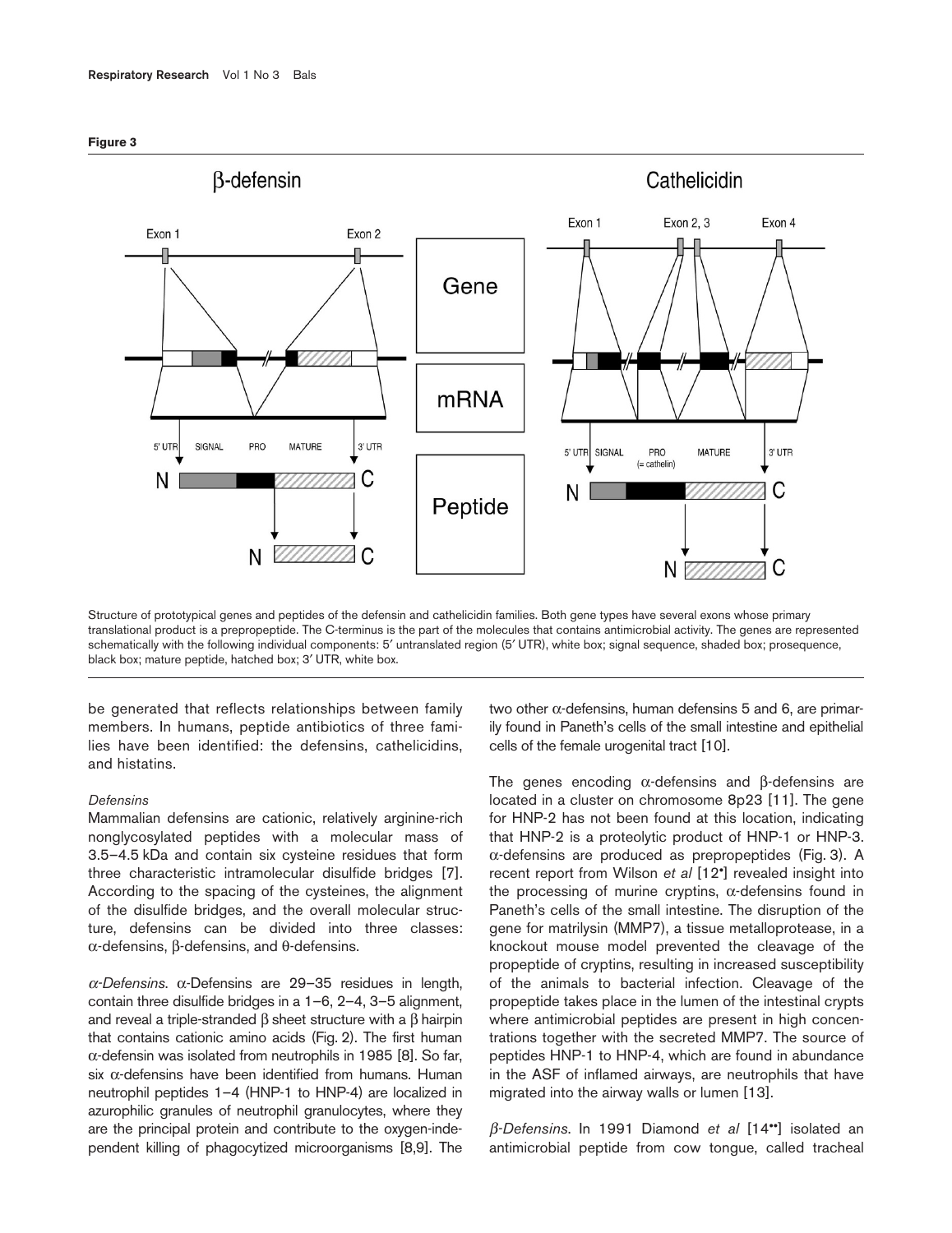**Figure 3**

Structure of prototypical genes and peptides of the defensin and cathelicidin families. Both gene types have several exons whose primary translational product is a prepropeptide. The C-terminus is the part of the molecules that contains antimicrobial activity. The genes are represented schematically with the following individual components: 5′ untranslated region (5′ UTR), white box; signal sequence, shaded box; prosequence, black box; mature peptide, hatched box; 3′ UTR, white box.

be generated that reflects relationships between family members. In humans, peptide antibiotics of three families have been identified: the defensins, cathelicidins, and histatins.

*Defensins*

Mammalian defensins are cationic, relatively arginine-rich nonglycosylated peptides with a molecular mass of 3.5–4.5 kDa and contain six cysteine residues that form three characteristic intramolecular disulfide bridges [7]. According to the spacing of the cysteines, the alignment of the disulfide bridges, and the overall molecular structure, defensins can be divided into three classes: α-defensins, β-defensins, and θ-defensins.

*α-Defensins.* α-Defensins are 29–35 residues in length, contain three disulfide bridges in a 1–6, 2–4, 3–5 alignment, and reveal a triple-stranded β sheet structure with a β hairpin that contains cationic amino acids (Fig. 2). The first human α-defensin was isolated from neutrophils in 1985 [8]. So far, six α-defensins have been identified from humans. Human neutrophil peptides 1–4 (HNP-1 to HNP-4) are localized in azurophilic granules of neutrophil granulocytes, where they are the principal protein and contribute to the oxygen-independent killing of phagocytized microorganisms [8,9]. The two other α-defensins, human defensins 5 and 6, are primarily found in Paneth's cells of the small intestine and epithelial cells of the female urogenital tract [10].

The genes encoding α-defensins and β-defensins are located in a cluster on chromosome 8p23 [11]. The gene for HNP-2 has not been found at this location, indicating that HNP-2 is a proteolytic product of HNP-1 or HNP-3. α-defensins are produced as prepropeptides (Fig. 3). A recent report from Wilson *et al* [12•] revealed insight into the processing of murine cryptins, α-defensins found in Paneth's cells of the small intestine. The disruption of the gene for matrilysin (MMP7), a tissue metalloprotease, in a knockout mouse model prevented the cleavage of the propeptide of cryptins, resulting in increased susceptibility of the animals to bacterial infection. Cleavage of the propeptide takes place in the lumen of the intestinal crypts where antimicrobial peptides are present in high concentrations together with the secreted MMP7. The source of peptides HNP-1 to HNP-4, which are found in abundance in the ASF of inflamed airways, are neutrophils that have migrated into the airway walls or lumen [13].

*β-Defensins.* In 1991 Diamond *et al* [14••] isolated an antimicrobial peptide from cow tongue, called tracheal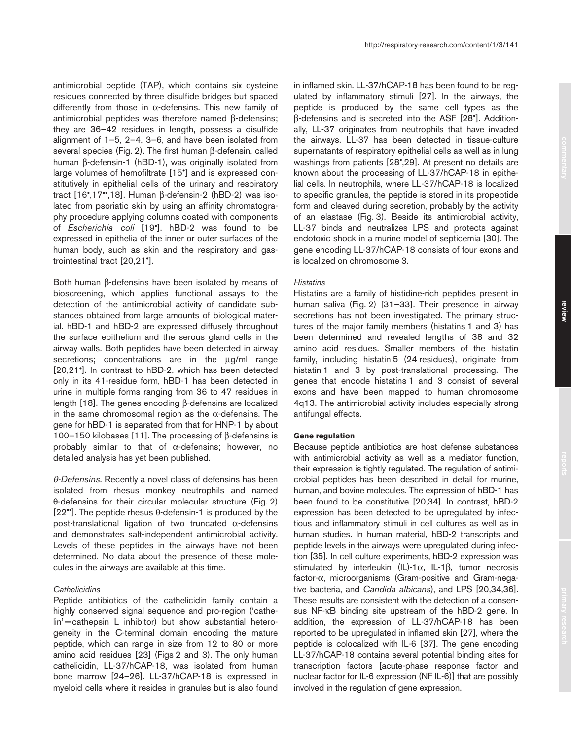antimicrobial peptide (TAP), which contains six cysteine residues connected by three disulfide bridges but spaced differently from those in α-defensins. This new family of antimicrobial peptides was therefore named β-defensins; they are 36–42 residues in length, possess a disulfide alignment of 1–5, 2–4, 3–6, and have been isolated from several species (Fig. 2). The first human β-defensin, called human β-defensin-1 (hBD-1), was originally isolated from large volumes of hemofiltrate [15•] and is expressed constitutively in epithelial cells of the urinary and respiratory tract [16•,17••,18]. Human β-defensin-2 (hBD-2) was isolated from psoriatic skin by using an affinity chromatography procedure applying columns coated with components of *Escherichia coli* [19•]. hBD-2 was found to be expressed in epithelia of the inner or outer surfaces of the human body, such as skin and the respiratory and gastrointestinal tract [20,21•].

Both human β-defensins have been isolated by means of bioscreening, which applies functional assays to the detection of the antimicrobial activity of candidate substances obtained from large amounts of biological material. hBD-1 and hBD-2 are expressed diffusely throughout the surface epithelium and the serous gland cells in the airway walls. Both peptides have been detected in airway secretions; concentrations are in the μg/ml range [20,21•]. In contrast to hBD-2, which has been detected only in its 41-residue form, hBD-1 has been detected in urine in multiple forms ranging from 36 to 47 residues in length [18]. The genes encoding β-defensins are localized in the same chromosomal region as the α-defensins. The gene for hBD-1 is separated from that for HNP-1 by about 100–150 kilobases [11]. The processing of β-defensins is probably similar to that of α-defensins; however, no detailed analysis has yet been published.

*θ-Defensins.* Recently a novel class of defensins has been isolated from rhesus monkey neutrophils and named θ-defensins for their circular molecular structure (Fig. 2) [22••]. The peptide rhesus θ-defensin-1 is produced by the post-translational ligation of two truncated α-defensins and demonstrates salt-independent antimicrobial activity. Levels of these peptides in the airways have not been determined. No data about the presence of these molecules in the airways are available at this time.

*Cathelicidins*

Peptide antibiotics of the cathelicidin family contain a highly conserved signal sequence and pro-region ('cathelin'=cathepsin L inhibitor) but show substantial heterogeneity in the C-terminal domain encoding the mature peptide, which can range in size from 12 to 80 or more amino acid residues [23] (Figs 2 and 3). The only human cathelicidin, LL-37/hCAP-18, was isolated from human bone marrow [24–26]. LL-37/hCAP-18 is expressed in myeloid cells where it resides in granules but is also found in inflamed skin. LL-37/hCAP-18 has been found to be regulated by inflammatory stimuli [27]. In the airways, the peptide is produced by the same cell types as the β-defensins and is secreted into the ASF [28•]. Additionally, LL-37 originates from neutrophils that have invaded the airways. LL-37 has been detected in tissue-culture supernatants of respiratory epithelial cells as well as in lung washings from patients [28•,29]. At present no details are known about the processing of LL-37/hCAP-18 in epithelial cells. In neutrophils, where LL-37/hCAP-18 is localized to specific granules, the peptide is stored in its propeptide form and cleaved during secretion, probably by the activity of an elastase (Fig. 3). Beside its antimicrobial activity, LL-37 binds and neutralizes LPS and protects against endotoxic shock in a murine model of septicemia [30]. The gene encoding LL-37/hCAP-18 consists of four exons and is localized on chromosome 3.

*Histatins*

Histatins are a family of histidine-rich peptides present in human saliva (Fig. 2) [31–33]. Their presence in airway secretions has not been investigated. The primary structures of the major family members (histatins 1 and 3) has been determined and revealed lengths of 38 and 32 amino acid residues. Smaller members of the histatin family, including histatin 5 (24 residues), originate from histatin 1 and 3 by post-translational processing. The genes that encode histatins 1 and 3 consist of several exons and have been mapped to human chromosome 4q13. The antimicrobial activity includes especially strong antifungal effects.

**Gene regulation**

Because peptide antibiotics are host defense substances with antimicrobial activity as well as a mediator function, their expression is tightly regulated. The regulation of antimicrobial peptides has been described in detail for murine, human, and bovine molecules. The expression of hBD-1 has been found to be constitutive [20,34]. In contrast, hBD-2 expression has been detected to be upregulated by infectious and inflammatory stimuli in cell cultures as well as in human studies. In human material, hBD-2 transcripts and peptide levels in the airways were upregulated during infection [35]. In cell culture experiments, hBD-2 expression was stimulated by interleukin (IL)-1α, IL-1β, tumor necrosis factor-α, microorganisms (Gram-positive and Gram-negative bacteria, and *Candida albicans*), and LPS [20,34,36]. These results are consistent with the detection of a consensus NF-κB binding site upstream of the hBD-2 gene. In addition, the expression of LL-37/hCAP-18 has been reported to be upregulated in inflamed skin [27], where the peptide is colocalized with IL-6 [37]. The gene encoding LL-37/hCAP-18 contains several potential binding sites for transcription factors [acute-phase response factor and nuclear factor for IL-6 expression (NF IL-6)] that are possibly involved in the regulation of gene expression.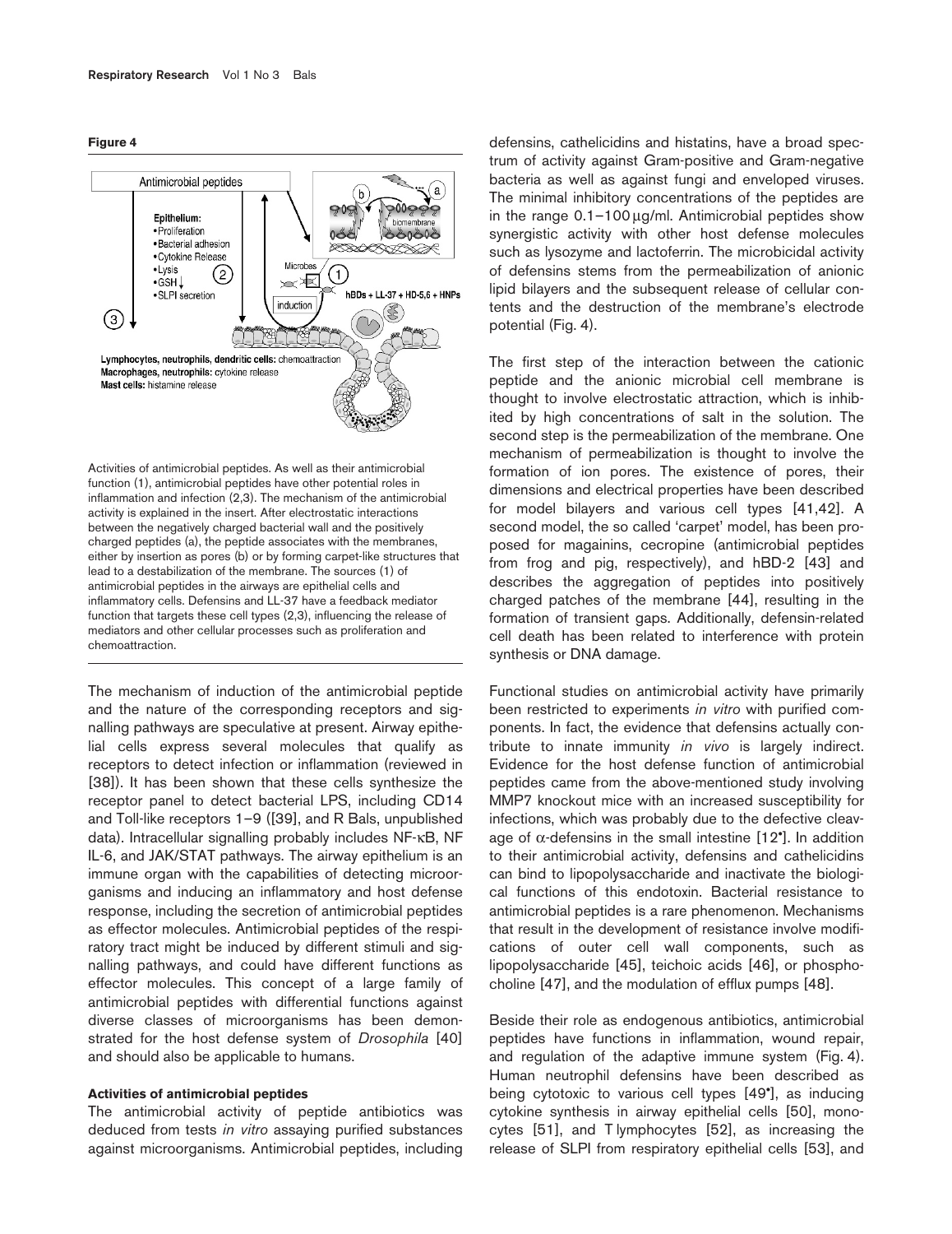**Figure 4**

Activities of antimicrobial peptides. As well as their antimicrobial function (1), antimicrobial peptides have other potential roles in inflammation and infection (2,3). The mechanism of the antimicrobial activity is explained in the insert. After electrostatic interactions between the negatively charged bacterial wall and the positively charged peptides (a), the peptide associates with the membranes, either by insertion as pores (b) or by forming carpet-like structures that lead to a destabilization of the membrane. The sources (1) of antimicrobial peptides in the airways are epithelial cells and inflammatory cells. Defensins and LL-37 have a feedback mediator function that targets these cell types (2,3), influencing the release of mediators and other cellular processes such as proliferation and chemoattraction.

The mechanism of induction of the antimicrobial peptide and the nature of the corresponding receptors and signalling pathways are speculative at present. Airway epithelial cells express several molecules that qualify as receptors to detect infection or inflammation (reviewed in [38]). It has been shown that these cells synthesize the receptor panel to detect bacterial LPS, including CD14 and Toll-like receptors 1–9 ([39], and R Bals, unpublished data). Intracellular signalling probably includes NF-κB, NF IL-6, and JAK/STAT pathways. The airway epithelium is an immune organ with the capabilities of detecting microorganisms and inducing an inflammatory and host defense response, including the secretion of antimicrobial peptides as effector molecules. Antimicrobial peptides of the respiratory tract might be induced by different stimuli and signalling pathways, and could have different functions as effector molecules. This concept of a large family of antimicrobial peptides with differential functions against diverse classes of microorganisms has been demonstrated for the host defense system of *Drosophila* [40] and should also be applicable to humans.

#### Activities of antimicrobial peptides

The antimicrobial activity of peptide antibiotics was deduced from tests *in vitro* assaying purified substances against microorganisms. Antimicrobial peptides, including defensins, cathelicidins and histatins, have a broad spectrum of activity against Gram-positive and Gram-negative bacteria as well as against fungi and enveloped viruses. The minimal inhibitory concentrations of the peptides are in the range 0.1–100 μg/ml. Antimicrobial peptides show synergistic activity with other host defense molecules such as lysozyme and lactoferrin. The microbicidal activity of defensins stems from the permeabilization of anionic lipid bilayers and the subsequent release of cellular contents and the destruction of the membrane's electrode potential (Fig. 4).

The first step of the interaction between the cationic peptide and the anionic microbial cell membrane is thought to involve electrostatic attraction, which is inhibited by high concentrations of salt in the solution. The second step is the permeabilization of the membrane. One mechanism of permeabilization is thought to involve the formation of ion pores. The existence of pores, their dimensions and electrical properties have been described for model bilayers and various cell types [41,42]. A second model, the so called 'carpet' model, has been proposed for magainins, cecropine (antimicrobial peptides from frog and pig, respectively), and hBD-2 [43] and describes the aggregation of peptides into positively charged patches of the membrane [44], resulting in the formation of transient gaps. Additionally, defensin-related cell death has been related to interference with protein synthesis or DNA damage.

Functional studies on antimicrobial activity have primarily been restricted to experiments *in vitro* with purified components. In fact, the evidence that defensins actually contribute to innate immunity *in vivo* is largely indirect. Evidence for the host defense function of antimicrobial peptides came from the above-mentioned study involving MMP7 knockout mice with an increased susceptibility for infections, which was probably due to the defective cleavage of α-defensins in the small intestine [12•]. In addition to their antimicrobial activity, defensins and cathelicidins can bind to lipopolysaccharide and inactivate the biological functions of this endotoxin. Bacterial resistance to antimicrobial peptides is a rare phenomenon. Mechanisms that result in the development of resistance involve modifications of outer cell wall components, such as lipopolysaccharide [45], teichoic acids [46], or phosphocholine [47], and the modulation of efflux pumps [48].

Beside their role as endogenous antibiotics, antimicrobial peptides have functions in inflammation, wound repair, and regulation of the adaptive immune system (Fig. 4). Human neutrophil defensins have been described as being cytotoxic to various cell types [49•], as inducing cytokine synthesis in airway epithelial cells [50], monocytes [51], and T lymphocytes [52], as increasing the release of SLPI from respiratory epithelial cells [53], and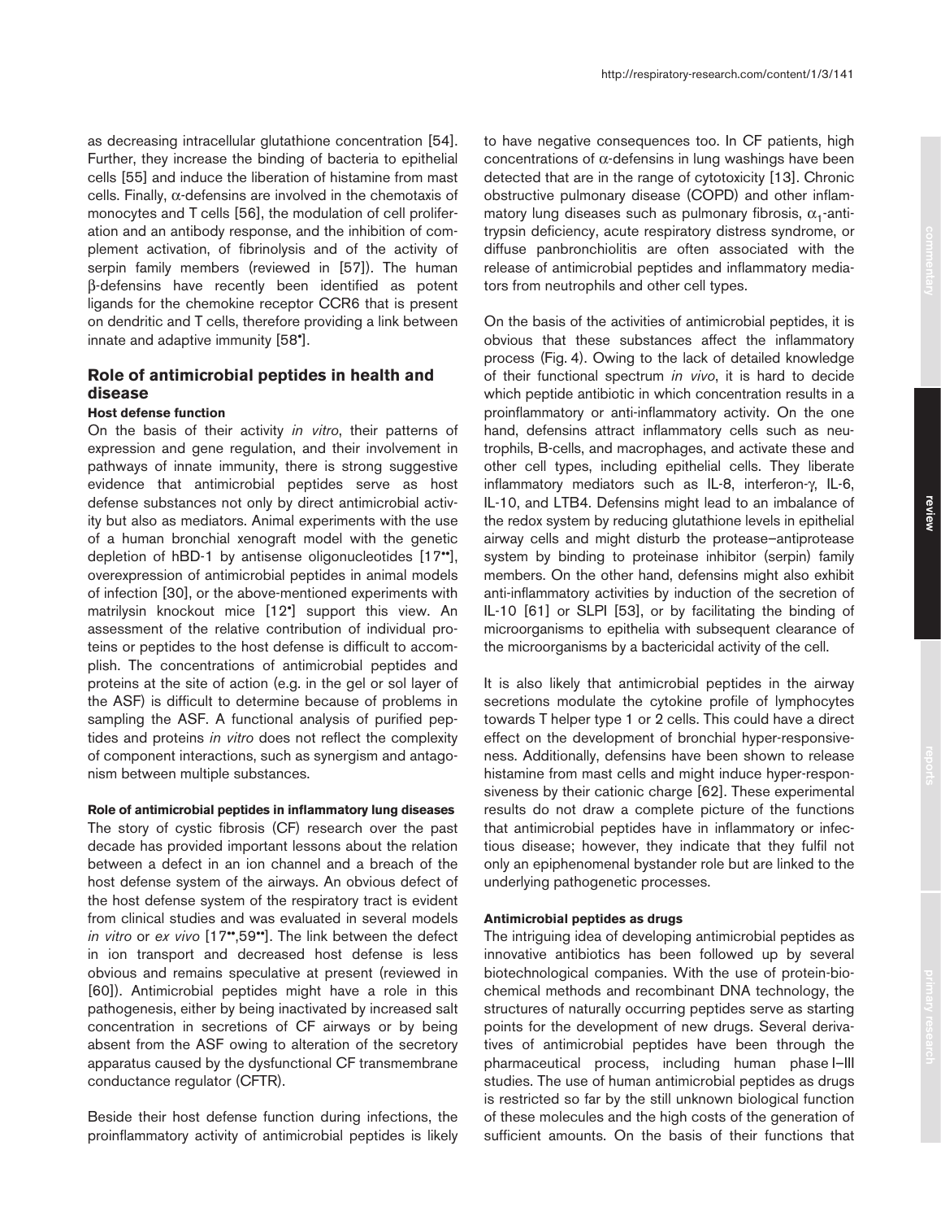as decreasing intracellular glutathione concentration [54]. Further, they increase the binding of bacteria to epithelial cells [55] and induce the liberation of histamine from mast cells. Finally, α-defensins are involved in the chemotaxis of monocytes and T cells [56], the modulation of cell proliferation and an antibody response, and the inhibition of complement activation, of fibrinolysis and of the activity of serpin family members (reviewed in [57]). The human β-defensins have recently been identified as potent ligands for the chemokine receptor CCR6 that is present on dendritic and T cells, therefore providing a link between innate and adaptive immunity [58•].

## Role of antimicrobial peptides in health and disease

### Host defense function

On the basis of their activity *in vitro*, their patterns of expression and gene regulation, and their involvement in pathways of innate immunity, there is strong suggestive evidence that antimicrobial peptides serve as host defense substances not only by direct antimicrobial activity but also as mediators. Animal experiments with the use of a human bronchial xenograft model with the genetic depletion of hBD-1 by antisense oligonucleotides [17••], overexpression of antimicrobial peptides in animal models of infection [30], or the above-mentioned experiments with matrilysin knockout mice [12•] support this view. An assessment of the relative contribution of individual proteins or peptides to the host defense is difficult to accomplish. The concentrations of antimicrobial peptides and proteins at the site of action (e.g. in the gel or sol layer of the ASF) is difficult to determine because of problems in sampling the ASF. A functional analysis of purified peptides and proteins *in vitro* does not reflect the complexity of component interactions, such as synergism and antagonism between multiple substances.

### Role of antimicrobial peptides in inflammatory lung diseases

The story of cystic fibrosis (CF) research over the past decade has provided important lessons about the relation between a defect in an ion channel and a breach of the host defense system of the airways. An obvious defect of the host defense system of the respiratory tract is evident from clinical studies and was evaluated in several models *in vitro* or *ex vivo* [17••,59••]. The link between the defect in ion transport and decreased host defense is less obvious and remains speculative at present (reviewed in [60]). Antimicrobial peptides might have a role in this pathogenesis, either by being inactivated by increased salt concentration in secretions of CF airways or by being absent from the ASF owing to alteration of the secretory apparatus caused by the dysfunctional CF transmembrane conductance regulator (CFTR).

Beside their host defense function during infections, the proinflammatory activity of antimicrobial peptides is likely to have negative consequences too. In CF patients, high concentrations of α-defensins in lung washings have been detected that are in the range of cytotoxicity [13]. Chronic obstructive pulmonary disease (COPD) and other inflammatory lung diseases such as pulmonary fibrosis, $\alpha_1$-antitrypsin deficiency, acute respiratory distress syndrome, or diffuse panbronchiolitis are often associated with the release of antimicrobial peptides and inflammatory mediators from neutrophils and other cell types.

On the basis of the activities of antimicrobial peptides, it is obvious that these substances affect the inflammatory process (Fig. 4). Owing to the lack of detailed knowledge of their functional spectrum *in vivo*, it is hard to decide which peptide antibiotic in which concentration results in a proinflammatory or anti-inflammatory activity. On the one hand, defensins attract inflammatory cells such as neutrophils, B-cells, and macrophages, and activate these and other cell types, including epithelial cells. They liberate inflammatory mediators such as IL-8, interferon-γ, IL-6, IL-10, and LTB4. Defensins might lead to an imbalance of the redox system by reducing glutathione levels in epithelial airway cells and might disturb the protease–antiprotease system by binding to proteinase inhibitor (serpin) family members. On the other hand, defensins might also exhibit anti-inflammatory activities by induction of the secretion of IL-10 [61] or SLPI [53], or by facilitating the binding of microorganisms to epithelia with subsequent clearance of the microorganisms by a bactericidal activity of the cell.

It is also likely that antimicrobial peptides in the airway secretions modulate the cytokine profile of lymphocytes towards T helper type 1 or 2 cells. This could have a direct effect on the development of bronchial hyper-responsiveness. Additionally, defensins have been shown to release histamine from mast cells and might induce hyper-responsiveness by their cationic charge [62]. These experimental results do not draw a complete picture of the functions that antimicrobial peptides have in inflammatory or infectious disease; however, they indicate that they fulfil not only an epiphenomenal bystander role but are linked to the underlying pathogenetic processes.

### Antimicrobial peptides as drugs

The intriguing idea of developing antimicrobial peptides as innovative antibiotics has been followed up by several biotechnological companies. With the use of protein-biochemical methods and recombinant DNA technology, the structures of naturally occurring peptides serve as starting points for the development of new drugs. Several derivatives of antimicrobial peptides have been through the pharmaceutical process, including human phase I–III studies. The use of human antimicrobial peptides as drugs is restricted so far by the still unknown biological function of these molecules and the high costs of the generation of sufficient amounts. On the basis of their functions that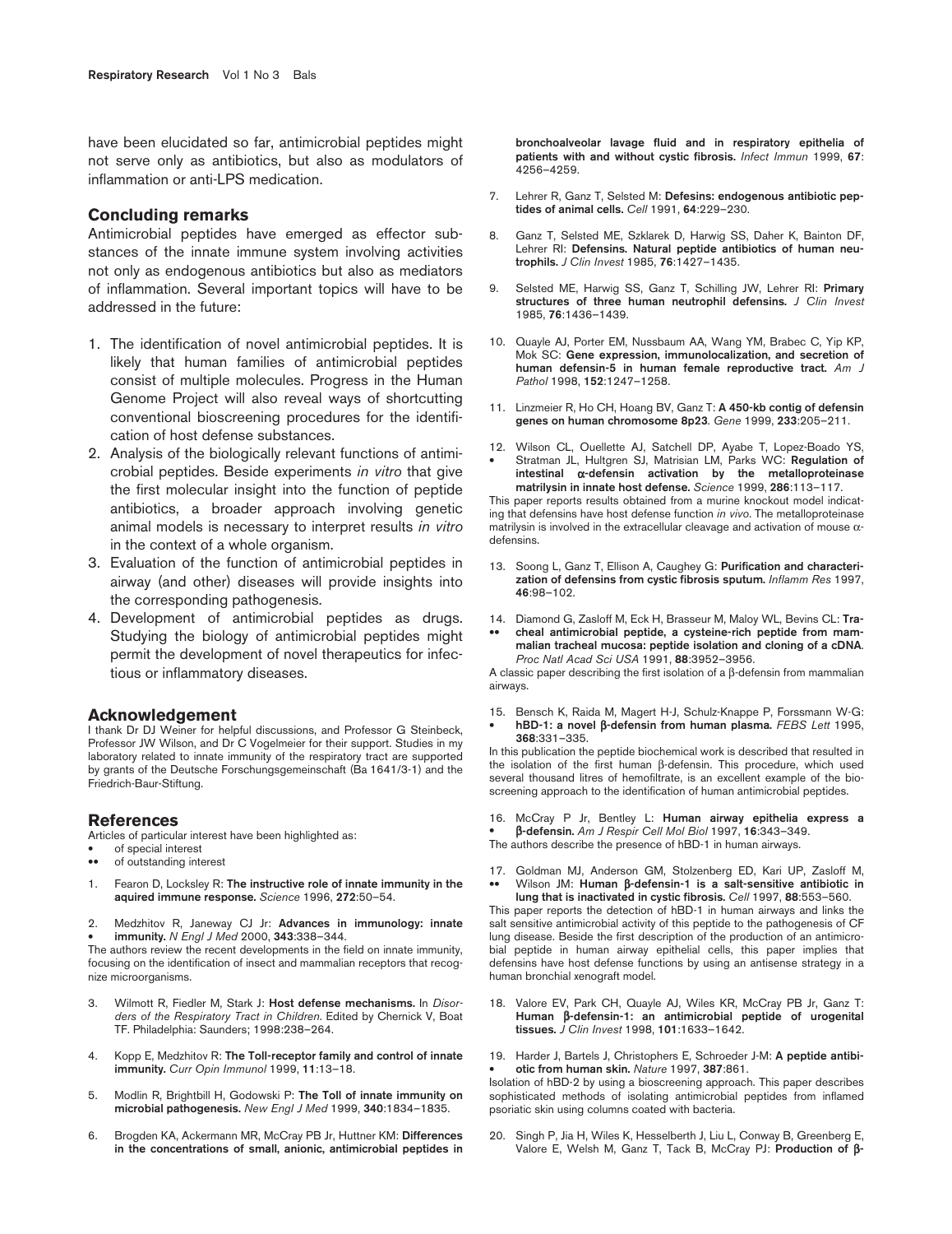have been elucidated so far, antimicrobial peptides might not serve only as antibiotics, but also as modulators of inflammation or anti-LPS medication.

## Concluding remarks

Antimicrobial peptides have emerged as effector substances of the innate immune system involving activities not only as endogenous antibiotics but also as mediators of inflammation. Several important topics will have to be addressed in the future:

1. The identification of novel antimicrobial peptides. It is likely that human families of antimicrobial peptides consist of multiple molecules. Progress in the Human Genome Project will also reveal ways of shortcutting conventional bioscreening procedures for the identification of host defense substances.
2. Analysis of the biologically relevant functions of antimicrobial peptides. Beside experiments *in vitro* that give the first molecular insight into the function of peptide antibiotics, a broader approach involving genetic animal models is necessary to interpret results *in vitro* in the context of a whole organism.
3. Evaluation of the function of antimicrobial peptides in airway (and other) diseases will provide insights into the corresponding pathogenesis.
4. Development of antimicrobial peptides as drugs. Studying the biology of antimicrobial peptides might permit the development of novel therapeutics for infectious or inflammatory diseases.

## Acknowledgement

I thank Dr DJ Weiner for helpful discussions, and Professor G Steinbeck, Professor JW Wilson, and Dr C Vogelmeier for their support. Studies in my laboratory related to innate immunity of the respiratory tract are supported by grants of the Deutsche Forschungsgemeinschaft (Ba 1641/3-1) and the Friedrich-Baur-Stiftung.

## References

Articles of particular interest have been highlighted as:
- • of special interest
- •• of outstanding interest

1. Fearon D, Locksley R: **The instructive role of innate immunity in the aquired immune response.** *Science* 1996, **272**:50–54.
2. • Medzhitov R, Janeway CJ Jr: **Advances in immunology: innate immunity.** *N Engl J Med* 2000, **343**:338–344.
The authors review the recent developments in the field on innate immunity, focusing on the identification of insect and mammalian receptors that recognize microorganisms.
3. Wilmott R, Fiedler M, Stark J: **Host defense mechanisms.** In *Disorders of the Respiratory Tract in Children*. Edited by Chernick V, Boat TF. Philadelphia: Saunders; 1998:238–264.
4. Kopp E, Medzhitov R: **The Toll-receptor family and control of innate immunity.** *Curr Opin Immunol* 1999, **11**:13–18.
5. Modlin R, Brightbill H, Godowski P: **The Toll of innate immunity on microbial pathogenesis.** *New Engl J Med* 1999, **340**:1834–1835.
6. Brogden KA, Ackermann MR, McCray PB Jr, Huttner KM: **Differences in the concentrations of small, anionic, antimicrobial peptides in bronchoalveolar lavage fluid and in respiratory epithelia of patients with and without cystic fibrosis.** *Infect Immun* 1999, **67**: 4256–4259.
7. Lehrer R, Ganz T, Selsted M: **Defesins: endogenous antibiotic peptides of animal cells.** *Cell* 1991, **64**:229–230.
8. Ganz T, Selsted ME, Szklarek D, Harwig SS, Daher K, Bainton DF, Lehrer RI: **Defensins. Natural peptide antibiotics of human neutrophils.** *J Clin Invest* 1985, **76**:1427–1435.
9. Selsted ME, Harwig SS, Ganz T, Schilling JW, Lehrer RI: **Primary structures of three human neutrophil defensins.** *J Clin Invest* 1985, **76**:1436–1439.
10. Quayle AJ, Porter EM, Nussbaum AA, Wang YM, Brabec C, Yip KP, Mok SC: **Gene expression, immunolocalization, and secretion of human defensin-5 in human female reproductive tract.** *Am J Pathol* 1998, **152**:1247–1258.
11. Linzmeier R, Ho CH, Hoang BV, Ganz T: **A 450-kb contig of defensin genes on human chromosome 8p23**. *Gene* 1999, **233**:205–211.
12. • Wilson CL, Ouellette AJ, Satchell DP, Ayabe T, Lopez-Boado YS, Stratman JL, Hultgren SJ, Matrisian LM, Parks WC: **Regulation of intestinal α-defensin activation by the metalloproteinase matrilysin in innate host defense.** *Science* 1999, **286**:113–117.
This paper reports results obtained from a murine knockout model indicating that defensins have host defense function *in vivo*. The metalloproteinase matrilysin is involved in the extracellular cleavage and activation of mouse α-defensins.
13. Soong L, Ganz T, Ellison A, Caughey G: **Purification and characterization of defensins from cystic fibrosis sputum.** *Inflamm Res* 1997, **46**:98–102.
14. •• Diamond G, Zasloff M, Eck H, Brasseur M, Maloy WL, Bevins CL: **Tracheal antimicrobial peptide, a cysteine-rich peptide from mammalian tracheal mucosa: peptide isolation and cloning of a cDNA**. *Proc Natl Acad Sci USA* 1991, **88**:3952–3956.
A classic paper describing the first isolation of a β-defensin from mammalian airways.
15. • Bensch K, Raida M, Magert H-J, Schulz-Knappe P, Forssmann W-G: **hBD-1: a novel β-defensin from human plasma.** *FEBS Lett* 1995, **368**:331–335.
In this publication the peptide biochemical work is described that resulted in the isolation of the first human β-defensin. This procedure, which used several thousand litres of hemofiltrate, is an excellent example of the bioscreening approach to the identification of human antimicrobial peptides.
16. • McCray P Jr, Bentley L: **Human airway epithelia express a β-defensin.** *Am J Respir Cell Mol Biol* 1997, **16**:343–349.
The authors describe the presence of hBD-1 in human airways.
17. •• Goldman MJ, Anderson GM, Stolzenberg ED, Kari UP, Zasloff M, Wilson JM: **Human β-defensin-1 is a salt-sensitive antibiotic in lung that is inactivated in cystic fibrosis.** *Cell* 1997, **88**:553–560.
This paper reports the detection of hBD-1 in human airways and links the salt sensitive antimicrobial activity of this peptide to the pathogenesis of CF lung disease. Beside the first description of the production of an antimicrobial peptide in human airway epithelial cells, this paper implies that defensins have host defense functions by using an antisense strategy in a human bronchial xenograft model.
18. Valore EV, Park CH, Quayle AJ, Wiles KR, McCray PB Jr, Ganz T: **Human β-defensin-1: an antimicrobial peptide of urogenital tissues.** *J Clin Invest* 1998, **101**:1633–1642.
19. • Harder J, Bartels J, Christophers E, Schroeder J-M: **A peptide antibiotic from human skin.** *Nature* 1997, **387**:861.
Isolation of hBD-2 by using a bioscreening approach. This paper describes sophisticated methods of isolating antimicrobial peptides from inflamed psoriatic skin using columns coated with bacteria.
20. Singh P, Jia H, Wiles K, Hesselberth J, Liu L, Conway B, Greenberg E, Valore E, Welsh M, Ganz T, Tack B, McCray PJ: **Production of β-**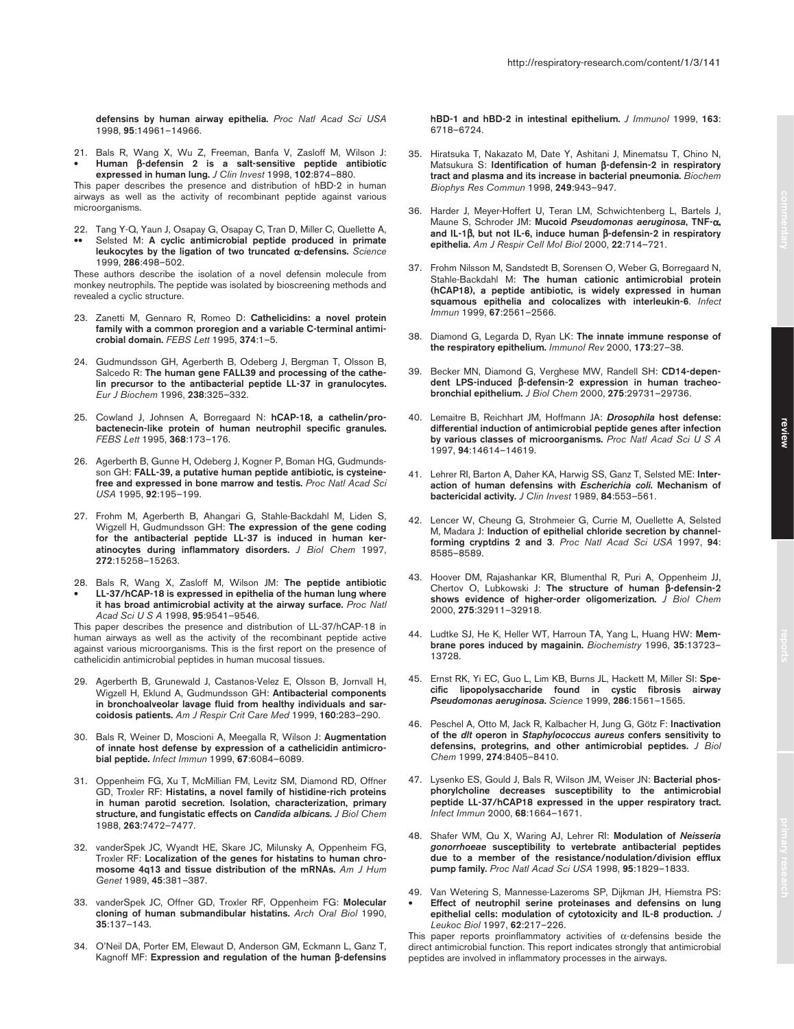defensins by human airway epithelia. *Proc Natl Acad Sci USA* 1998, **95**:14961–14966.

21. • Bals R, Wang X, Wu Z, Freeman, Banfa V, Zasloff M, Wilson J: **Human β-defensin 2 is a salt-sensitive peptide antibiotic expressed in human lung.** *J Clin Invest* 1998, **102**:874–880.
This paper describes the presence and distribution of hBD-2 in human airways as well as the activity of recombinant peptide against various microorganisms.

22. •• Tang Y-Q, Yaun J, Osapay G, Osapay C, Tran D, Miller C, Quellette A, Selsted M: **A cyclic antimicrobial peptide produced in primate leukocytes by the ligation of two truncated α-defensins.** *Science* 1999, **286**:498–502.
These authors describe the isolation of a novel defensin molecule from monkey neutrophils. The peptide was isolated by bioscreening methods and revealed a cyclic structure.

23. Zanetti M, Gennaro R, Romeo D: **Cathelicidins: a novel protein family with a common proregion and a variable C-terminal antimicrobial domain.** *FEBS Lett* 1995, **374**:1–5.

24. Gudmundsson GH, Agerberth B, Odeberg J, Bergman T, Olsson B, Salcedo R: **The human gene FALL39 and processing of the cathelin precursor to the antibacterial peptide LL-37 in granulocytes.** *Eur J Biochem* 1996, **238**:325–332.

25. Cowland J, Johnsen A, Borregaard N: **hCAP-18, a cathelin/pro-bactenecin-like protein of human neutrophil specific granules.** *FEBS Lett* 1995, **368**:173–176.

26. Agerberth B, Gunne H, Odeberg J, Kogner P, Boman HG, Gudmundsson GH: **FALL-39, a putative human peptide antibiotic, is cysteine-free and expressed in bone marrow and testis.** *Proc Natl Acad Sci USA* 1995, **92**:195–199.

27. Frohm M, Agerberth B, Ahangari G, Stahle-Backdahl M, Liden S, Wigzell H, Gudmundsson GH: **The expression of the gene coding for the antibacterial peptide LL-37 is induced in human keratinocytes during inflammatory disorders.** *J Biol Chem* 1997, **272**:15258–15263.

28. • Bals R, Wang X, Zasloff M, Wilson JM: **The peptide antibiotic LL-37/hCAP-18 is expressed in epithelia of the human lung where it has broad antimicrobial activity at the airway surface.** *Proc Natl Acad Sci U S A* 1998, **95**:9541–9546.
This paper describes the presence and distribution of LL-37/hCAP-18 in human airways as well as the activity of the recombinant peptide active against various microorganisms. This is the first report on the presence of cathelicidin antimicrobial peptides in human mucosal tissues.

29. Agerberth B, Grunewald J, Castanos-Velez E, Olsson B, Jornvall H, Wigzell H, Eklund A, Gudmundsson GH: **Antibacterial components in bronchoalveolar lavage fluid from healthy individuals and sarcoidosis patients.** *Am J Respir Crit Care Med* 1999, **160**:283–290.

30. Bals R, Weiner D, Moscioni A, Meegalla R, Wilson J: **Augmentation of innate host defense by expression of a cathelicidin antimicrobial peptide.** *Infect Immun* 1999, **67**:6084–6089.

31. Oppenheim FG, Xu T, McMillian FM, Levitz SM, Diamond RD, Offner GD, Troxler RF: **Histatins, a novel family of histidine-rich proteins in human parotid secretion. Isolation, characterization, primary structure, and fungistatic effects on *Candida albicans*.** *J Biol Chem* 1988, **263**:7472–7477.

32. vanderSpek JC, Wyandt HE, Skare JC, Milunsky A, Oppenheim FG, Troxler RF: **Localization of the genes for histatins to human chromosome 4q13 and tissue distribution of the mRNAs.** *Am J Hum Genet* 1989, **45**:381–387.

33. vanderSpek JC, Offner GD, Troxler RF, Oppenheim FG: **Molecular cloning of human submandibular histatins.** *Arch Oral Biol* 1990, **35**:137–143.

34. O'Neil DA, Porter EM, Elewaut D, Anderson GM, Eckmann L, Ganz T, Kagnoff MF: **Expression and regulation of the human β-defensins hBD-1 and hBD-2 in intestinal epithelium.** *J Immunol* 1999, **163**: 6718–6724.

35. Hiratsuka T, Nakazato M, Date Y, Ashitani J, Minematsu T, Chino N, Matsukura S: **Identification of human β-defensin-2 in respiratory tract and plasma and its increase in bacterial pneumonia.** *Biochem Biophys Res Commun* 1998, **249**:943–947.

36. Harder J, Meyer-Hoffert U, Teran LM, Schwichtenberg L, Bartels J, Maune S, Schroder JM: **Mucoid *Pseudomonas aeruginosa*, TNF-α, and IL-1β, but not IL-6, induce human β-defensin-2 in respiratory epithelia.** *Am J Respir Cell Mol Biol* 2000, **22**:714–721.

37. Frohm Nilsson M, Sandstedt B, Sorensen O, Weber G, Borregaard N, Stahle-Backdahl M: **The human cationic antimicrobial protein (hCAP18), a peptide antibiotic, is widely expressed in human squamous epithelia and colocalizes with interleukin-6**. *Infect Immun* 1999, **67**:2561–2566.

38. Diamond G, Legarda D, Ryan LK: **The innate immune response of the respiratory epithelium.** *Immunol Rev* 2000, **173**:27–38.

39. Becker MN, Diamond G, Verghese MW, Randell SH: **CD14-dependent LPS-induced β-defensin-2 expression in human tracheobronchial epithelium.** *J Biol Chem* 2000, **275**:29731–29736.

40. Lemaitre B, Reichhart JM, Hoffmann JA: ***Drosophila* host defense: differential induction of antimicrobial peptide genes after infection by various classes of microorganisms.** *Proc Natl Acad Sci U S A* 1997, **94**:14614–14619.

41. Lehrer RI, Barton A, Daher KA, Harwig SS, Ganz T, Selsted ME: **Interaction of human defensins with *Escherichia coli*. Mechanism of bactericidal activity.** *J Clin Invest* 1989, **84**:553–561.

42. Lencer W, Cheung G, Strohmeier G, Currie M, Ouellette A, Selsted M, Madara J: **Induction of epithelial chloride secretion by channel-forming cryptdins 2 and 3**. *Proc Natl Acad Sci USA* 1997, **94**: 8585–8589.

43. Hoover DM, Rajashankar KR, Blumenthal R, Puri A, Oppenheim JJ, Chertov O, Lubkowski J: **The structure of human β-defensin-2 shows evidence of higher-order oligomerization.** *J Biol Chem* 2000, **275**:32911–32918.

44. Ludtke SJ, He K, Heller WT, Harroun TA, Yang L, Huang HW: **Membrane pores induced by magainin.** *Biochemistry* 1996, **35**:13723–13728.

45. Ernst RK, Yi EC, Guo L, Lim KB, Burns JL, Hackett M, Miller SI: **Specific lipopolysaccharide found in cystic fibrosis airway *Pseudomonas aeruginosa*.** *Science* 1999, **286**:1561–1565.

46. Peschel A, Otto M, Jack R, Kalbacher H, Jung G, Götz F: **Inactivation of the *dlt* operon in *Staphylococcus aureus* confers sensitivity to defensins, protegrins, and other antimicrobial peptides.** *J Biol Chem* 1999, **274**:8405–8410.

47. Lysenko ES, Gould J, Bals R, Wilson JM, Weiser JN: **Bacterial phosphorylcholine decreases susceptibility to the antimicrobial peptide LL-37/hCAP18 expressed in the upper respiratory tract.** *Infect Immun* 2000, **68**:1664–1671.

48. Shafer WM, Qu X, Waring AJ, Lehrer RI: **Modulation of *Neisseria gonorrhoeae* susceptibility to vertebrate antibacterial peptides due to a member of the resistance/nodulation/division efflux pump family.** *Proc Natl Acad Sci USA* 1998, **95**:1829–1833.

49. • Van Wetering S, Mannesse-Lazeroms SP, Dijkman JH, Hiemstra PS: **Effect of neutrophil serine proteinases and defensins on lung epithelial cells: modulation of cytotoxicity and IL-8 production.** *J Leukoc Biol* 1997, **62**:217–226.
This paper reports proinflammatory activities of α-defensins beside the direct antimicrobial function. This report indicates strongly that antimicrobial peptides are involved in inflammatory processes in the airways.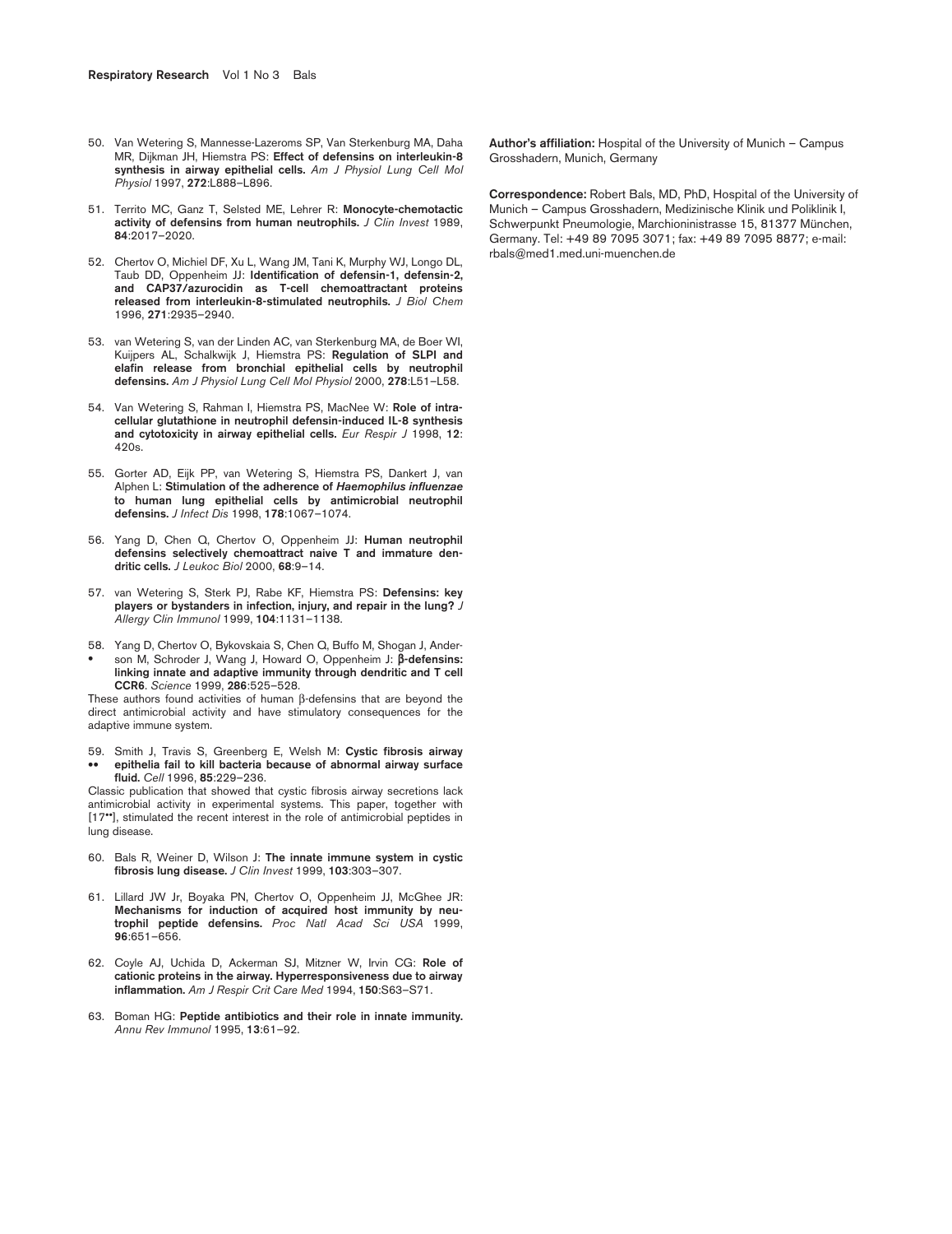50. Van Wetering S, Mannesse-Lazeroms SP, Van Sterkenburg MA, Daha MR, Dijkman JH, Hiemstra PS: **Effect of defensins on interleukin-8 synthesis in airway epithelial cells.** *Am J Physiol Lung Cell Mol Physiol* 1997, **272**:L888–L896.

51. Territo MC, Ganz T, Selsted ME, Lehrer R: **Monocyte-chemotactic activity of defensins from human neutrophils.** *J Clin Invest* 1989, **84**:2017–2020.

52. Chertov O, Michiel DF, Xu L, Wang JM, Tani K, Murphy WJ, Longo DL, Taub DD, Oppenheim JJ: **Identification of defensin-1, defensin-2, and CAP37/azurocidin as T-cell chemoattractant proteins released from interleukin-8-stimulated neutrophils.** *J Biol Chem* 1996, **271**:2935–2940.

53. van Wetering S, van der Linden AC, van Sterkenburg MA, de Boer WI, Kuijpers AL, Schalkwijk J, Hiemstra PS: **Regulation of SLPI and elafin release from bronchial epithelial cells by neutrophil defensins.** *Am J Physiol Lung Cell Mol Physiol* 2000, **278**:L51–L58.

54. Van Wetering S, Rahman I, Hiemstra PS, MacNee W: **Role of intracellular glutathione in neutrophil defensin-induced IL-8 synthesis and cytotoxicity in airway epithelial cells.** *Eur Respir J* 1998, **12**: 420s.

55. Gorter AD, Eijk PP, van Wetering S, Hiemstra PS, Dankert J, van Alphen L: **Stimulation of the adherence of *Haemophilus influenzae* to human lung epithelial cells by antimicrobial neutrophil defensins.** *J Infect Dis* 1998, **178**:1067–1074.

56. Yang D, Chen Q, Chertov O, Oppenheim JJ: **Human neutrophil defensins selectively chemoattract naive T and immature dendritic cells.** *J Leukoc Biol* 2000, **68**:9–14.

57. van Wetering S, Sterk PJ, Rabe KF, Hiemstra PS: **Defensins: key players or bystanders in infection, injury, and repair in the lung?** *J Allergy Clin Immunol* 1999, **104**:1131–1138.

58. • Yang D, Chertov O, Bykovskaia S, Chen Q, Buffo M, Shogan J, Anderson M, Schroder J, Wang J, Howard O, Oppenheim J: **β-defensins: linking innate and adaptive immunity through dendritic and T cell CCR6**. *Science* 1999, **286**:525–528.

These authors found activities of human β-defensins that are beyond the direct antimicrobial activity and have stimulatory consequences for the adaptive immune system.

59. •• Smith J, Travis S, Greenberg E, Welsh M: **Cystic fibrosis airway epithelia fail to kill bacteria because of abnormal airway surface fluid.** *Cell* 1996, **85**:229–236.

Classic publication that showed that cystic fibrosis airway secretions lack antimicrobial activity in experimental systems. This paper, together with [17••], stimulated the recent interest in the role of antimicrobial peptides in lung disease.

60. Bals R, Weiner D, Wilson J: **The innate immune system in cystic fibrosis lung disease.** *J Clin Invest* 1999, **103**:303–307.

61. Lillard JW Jr, Boyaka PN, Chertov O, Oppenheim JJ, McGhee JR: **Mechanisms for induction of acquired host immunity by neutrophil peptide defensins.** *Proc Natl Acad Sci USA* 1999, **96**:651–656.

62. Coyle AJ, Uchida D, Ackerman SJ, Mitzner W, Irvin CG: **Role of cationic proteins in the airway. Hyperresponsiveness due to airway inflammation.** *Am J Respir Crit Care Med* 1994, **150**:S63–S71.

63. Boman HG: **Peptide antibiotics and their role in innate immunity.** *Annu Rev Immunol* 1995, **13**:61–92.

**Author's affiliation:** Hospital of the University of Munich – Campus Grosshadern, Munich, Germany

**Correspondence:** Robert Bals, MD, PhD, Hospital of the University of Munich – Campus Grosshadern, Medizinische Klinik und Poliklinik I, Schwerpunkt Pneumologie, Marchioninistrasse 15, 81377 München, Germany. Tel: +49 89 7095 3071; fax: +49 89 7095 8877; e-mail: rbals@med1.med.uni-muenchen.de